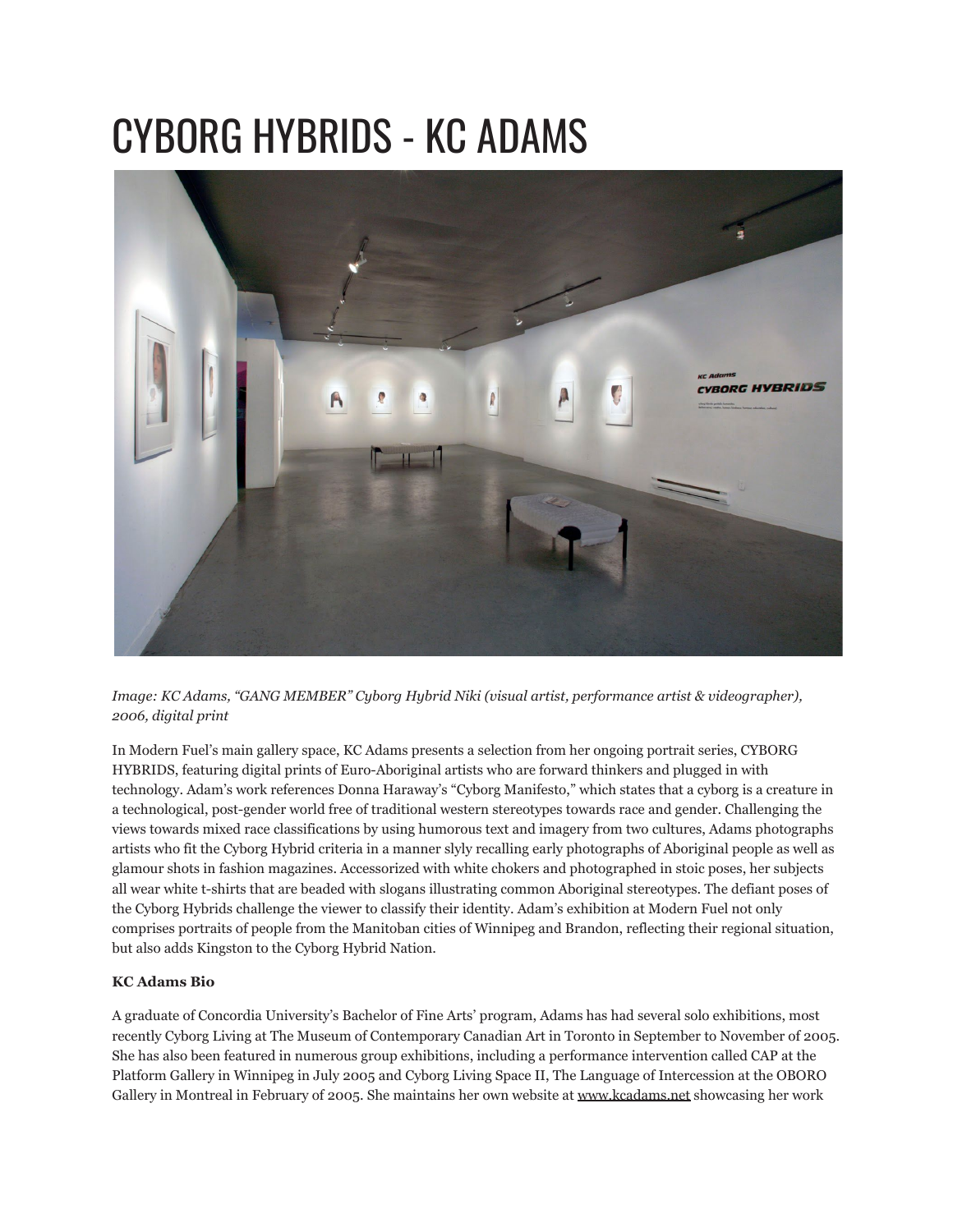# CYBORG HYBRIDS - KC ADAMS

*Image: KC Adams, "GANG MEMBER" Cyborg Hybrid Niki (visual artist, performance artist & videographer), 2006, digital print*

In Modern Fuel's main gallery space, KC Adams presents a selection from her ongoing portrait series, CYBORG HYBRIDS, featuring digital prints of Euro-Aboriginal artists who are forward thinkers and plugged in with technology. Adam's work references Donna Haraway's "Cyborg Manifesto," which states that a cyborg is a creature in a technological, post-gender world free of traditional western stereotypes towards race and gender. Challenging the views towards mixed race classifications by using humorous text and imagery from two cultures, Adams photographs artists who fit the Cyborg Hybrid criteria in a manner slyly recalling early photographs of Aboriginal people as well as glamour shots in fashion magazines. Accessorized with white chokers and photographed in stoic poses, her subjects all wear white t-shirts that are beaded with slogans illustrating common Aboriginal stereotypes. The defiant poses of the Cyborg Hybrids challenge the viewer to classify their identity. Adam's exhibition at Modern Fuel not only comprises portraits of people from the Manitoban cities of Winnipeg and Brandon, reflecting their regional situation, but also adds Kingston to the Cyborg Hybrid Nation.

**KC Adams Bio**

A graduate of Concordia University's Bachelor of Fine Arts' program, Adams has had several solo exhibitions, most recently Cyborg Living at The Museum of Contemporary Canadian Art in Toronto in September to November of 2005. She has also been featured in numerous group exhibitions, including a performance intervention called CAP at the Platform Gallery in Winnipeg in July 2005 and Cyborg Living Space II, The Language of Intercession at the OBORO Gallery in Montreal in February of 2005. She maintains her own website at www.kcadams.net showcasing her work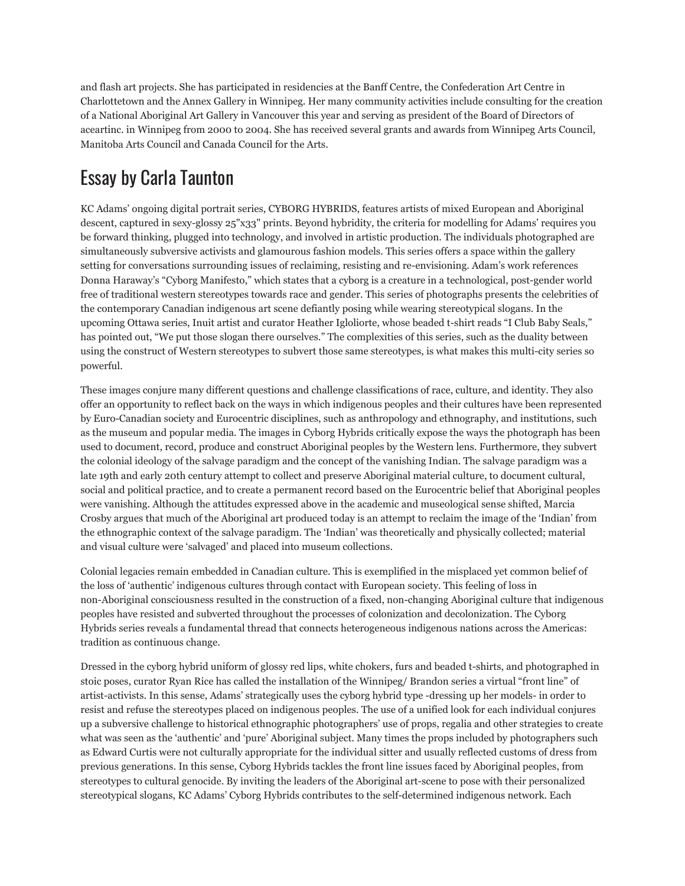and flash art projects. She has participated in residencies at the Banff Centre, the Confederation Art Centre in Charlottetown and the Annex Gallery in Winnipeg. Her many community activities include consulting for the creation of a National Aboriginal Art Gallery in Vancouver this year and serving as president of the Board of Directors of aceartinc. in Winnipeg from 2000 to 2004. She has received several grants and awards from Winnipeg Arts Council, Manitoba Arts Council and Canada Council for the Arts.

## Essay by Carla Taunton

KC Adams' ongoing digital portrait series, CYBORG HYBRIDS, features artists of mixed European and Aboriginal descent, captured in sexy-glossy 25"x33" prints. Beyond hybridity, the criteria for modelling for Adams' requires you be forward thinking, plugged into technology, and involved in artistic production. The individuals photographed are simultaneously subversive activists and glamourous fashion models. This series offers a space within the gallery setting for conversations surrounding issues of reclaiming, resisting and re-envisioning. Adam's work references Donna Haraway's "Cyborg Manifesto," which states that a cyborg is a creature in a technological, post-gender world free of traditional western stereotypes towards race and gender. This series of photographs presents the celebrities of the contemporary Canadian indigenous art scene defiantly posing while wearing stereotypical slogans. In the upcoming Ottawa series, Inuit artist and curator Heather Igloliorte, whose beaded t-shirt reads "I Club Baby Seals," has pointed out, "We put those slogan there ourselves." The complexities of this series, such as the duality between using the construct of Western stereotypes to subvert those same stereotypes, is what makes this multi-city series so powerful.

These images conjure many different questions and challenge classifications of race, culture, and identity. They also offer an opportunity to reflect back on the ways in which indigenous peoples and their cultures have been represented by Euro-Canadian society and Eurocentric disciplines, such as anthropology and ethnography, and institutions, such as the museum and popular media. The images in Cyborg Hybrids critically expose the ways the photograph has been used to document, record, produce and construct Aboriginal peoples by the Western lens. Furthermore, they subvert the colonial ideology of the salvage paradigm and the concept of the vanishing Indian. The salvage paradigm was a late 19th and early 20th century attempt to collect and preserve Aboriginal material culture, to document cultural, social and political practice, and to create a permanent record based on the Eurocentric belief that Aboriginal peoples were vanishing. Although the attitudes expressed above in the academic and museological sense shifted, Marcia Crosby argues that much of the Aboriginal art produced today is an attempt to reclaim the image of the 'Indian' from the ethnographic context of the salvage paradigm. The 'Indian' was theoretically and physically collected; material and visual culture were 'salvaged' and placed into museum collections.

Colonial legacies remain embedded in Canadian culture. This is exemplified in the misplaced yet common belief of the loss of 'authentic' indigenous cultures through contact with European society. This feeling of loss in non-Aboriginal consciousness resulted in the construction of a fixed, non-changing Aboriginal culture that indigenous peoples have resisted and subverted throughout the processes of colonization and decolonization. The Cyborg Hybrids series reveals a fundamental thread that connects heterogeneous indigenous nations across the Americas: tradition as continuous change.

Dressed in the cyborg hybrid uniform of glossy red lips, white chokers, furs and beaded t-shirts, and photographed in stoic poses, curator Ryan Rice has called the installation of the Winnipeg/ Brandon series a virtual "front line" of artist-activists. In this sense, Adams' strategically uses the cyborg hybrid type -dressing up her models- in order to resist and refuse the stereotypes placed on indigenous peoples. The use of a unified look for each individual conjures up a subversive challenge to historical ethnographic photographers' use of props, regalia and other strategies to create what was seen as the 'authentic' and 'pure' Aboriginal subject. Many times the props included by photographers such as Edward Curtis were not culturally appropriate for the individual sitter and usually reflected customs of dress from previous generations. In this sense, Cyborg Hybrids tackles the front line issues faced by Aboriginal peoples, from stereotypes to cultural genocide. By inviting the leaders of the Aboriginal art-scene to pose with their personalized stereotypical slogans, KC Adams' Cyborg Hybrids contributes to the self-determined indigenous network. Each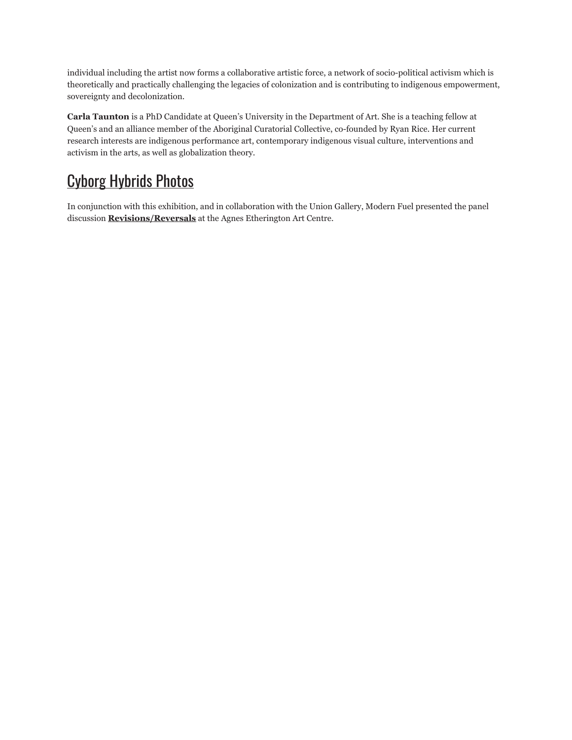individual including the artist now forms a collaborative artistic force, a network of socio-political activism which is theoretically and practically challenging the legacies of colonization and is contributing to indigenous empowerment, sovereignty and decolonization.

**Carla Taunton** is a PhD Candidate at Queen's University in the Department of Art. She is a teaching fellow at Queen's and an alliance member of the Aboriginal Curatorial Collective, co-founded by Ryan Rice. Her current research interests are indigenous performance art, contemporary indigenous visual culture, interventions and activism in the arts, as well as globalization theory.

## Cyborg Hybrids Photos

In conjunction with this exhibition, and in collaboration with the Union Gallery, Modern Fuel presented the panel discussion **Revisions/Reversals** at the Agnes Etherington Art Centre.